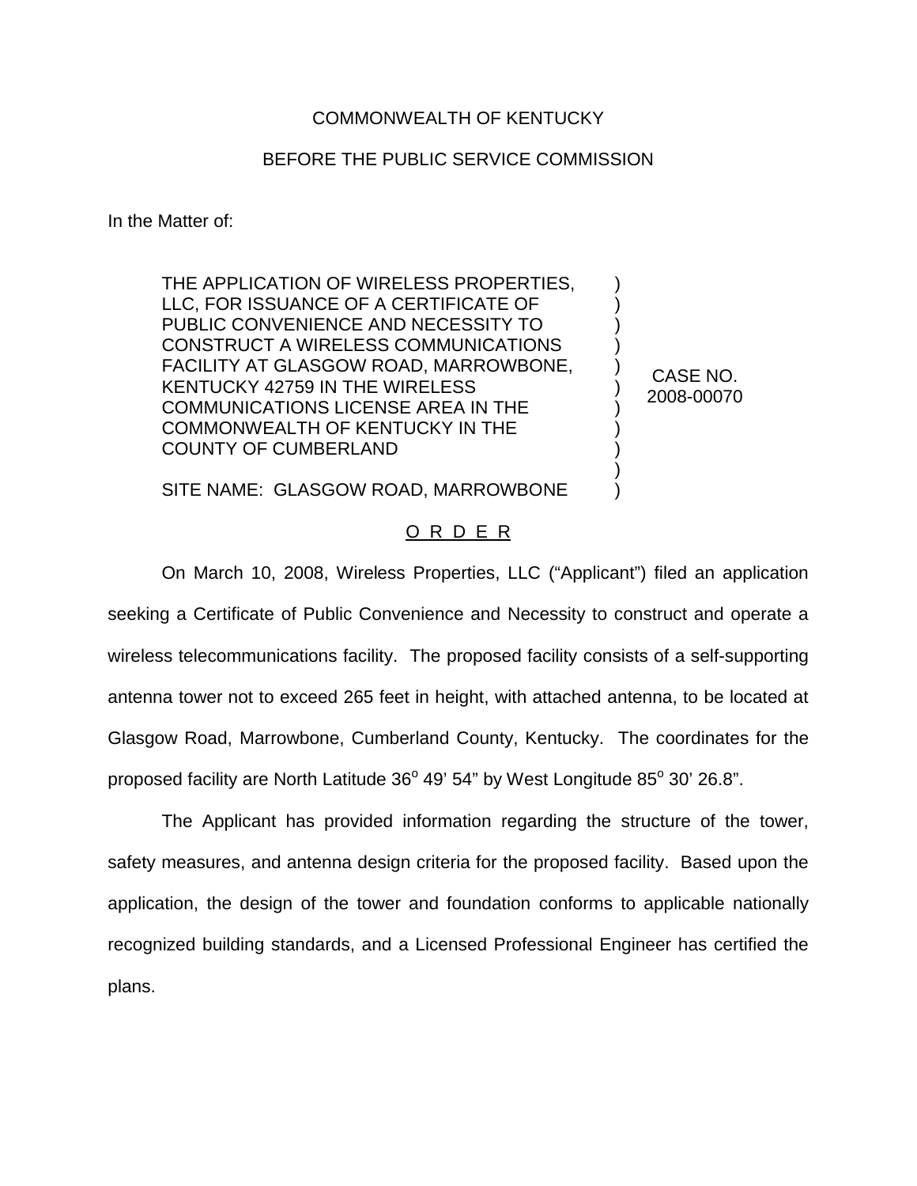COMMONWEALTH OF KENTUCKY

BEFORE THE PUBLIC SERVICE COMMISSION

In the Matter of:

| | | |
|---|---|---|
| THE APPLICATION OF WIRELESS PROPERTIES, LLC, FOR ISSUANCE OF A CERTIFICATE OF PUBLIC CONVENIENCE AND NECESSITY TO CONSTRUCT A WIRELESS COMMUNICATIONS FACILITY AT GLASGOW ROAD, MARROWBONE, KENTUCKY 42759 IN THE WIRELESS COMMUNICATIONS LICENSE AREA IN THE COMMONWEALTH OF KENTUCKY IN THE COUNTY OF CUMBERLAND<br><br>SITE NAME: GLASGOW ROAD, MARROWBONE | ) | CASE NO. 2008-00070 |

O R D E R

On March 10, 2008, Wireless Properties, LLC ("Applicant") filed an application seeking a Certificate of Public Convenience and Necessity to construct and operate a wireless telecommunications facility. The proposed facility consists of a self-supporting antenna tower not to exceed 265 feet in height, with attached antenna, to be located at Glasgow Road, Marrowbone, Cumberland County, Kentucky. The coordinates for the proposed facility are North Latitude 36° 49' 54" by West Longitude 85° 30' 26.8".

The Applicant has provided information regarding the structure of the tower, safety measures, and antenna design criteria for the proposed facility. Based upon the application, the design of the tower and foundation conforms to applicable nationally recognized building standards, and a Licensed Professional Engineer has certified the plans.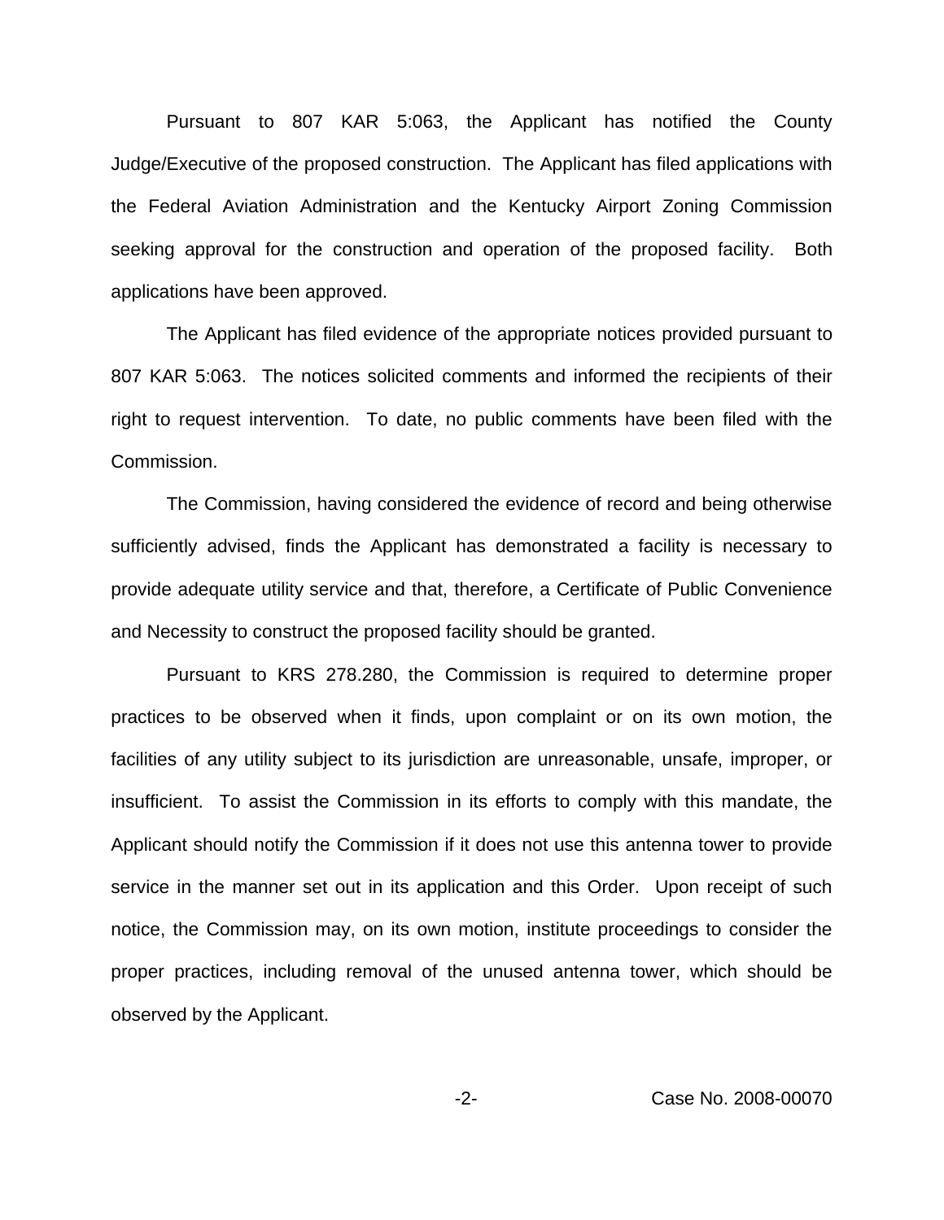Pursuant to 807 KAR 5:063, the Applicant has notified the County Judge/Executive of the proposed construction. The Applicant has filed applications with the Federal Aviation Administration and the Kentucky Airport Zoning Commission seeking approval for the construction and operation of the proposed facility. Both applications have been approved.

The Applicant has filed evidence of the appropriate notices provided pursuant to 807 KAR 5:063. The notices solicited comments and informed the recipients of their right to request intervention. To date, no public comments have been filed with the Commission.

The Commission, having considered the evidence of record and being otherwise sufficiently advised, finds the Applicant has demonstrated a facility is necessary to provide adequate utility service and that, therefore, a Certificate of Public Convenience and Necessity to construct the proposed facility should be granted.

Pursuant to KRS 278.280, the Commission is required to determine proper practices to be observed when it finds, upon complaint or on its own motion, the facilities of any utility subject to its jurisdiction are unreasonable, unsafe, improper, or insufficient. To assist the Commission in its efforts to comply with this mandate, the Applicant should notify the Commission if it does not use this antenna tower to provide service in the manner set out in its application and this Order. Upon receipt of such notice, the Commission may, on its own motion, institute proceedings to consider the proper practices, including removal of the unused antenna tower, which should be observed by the Applicant.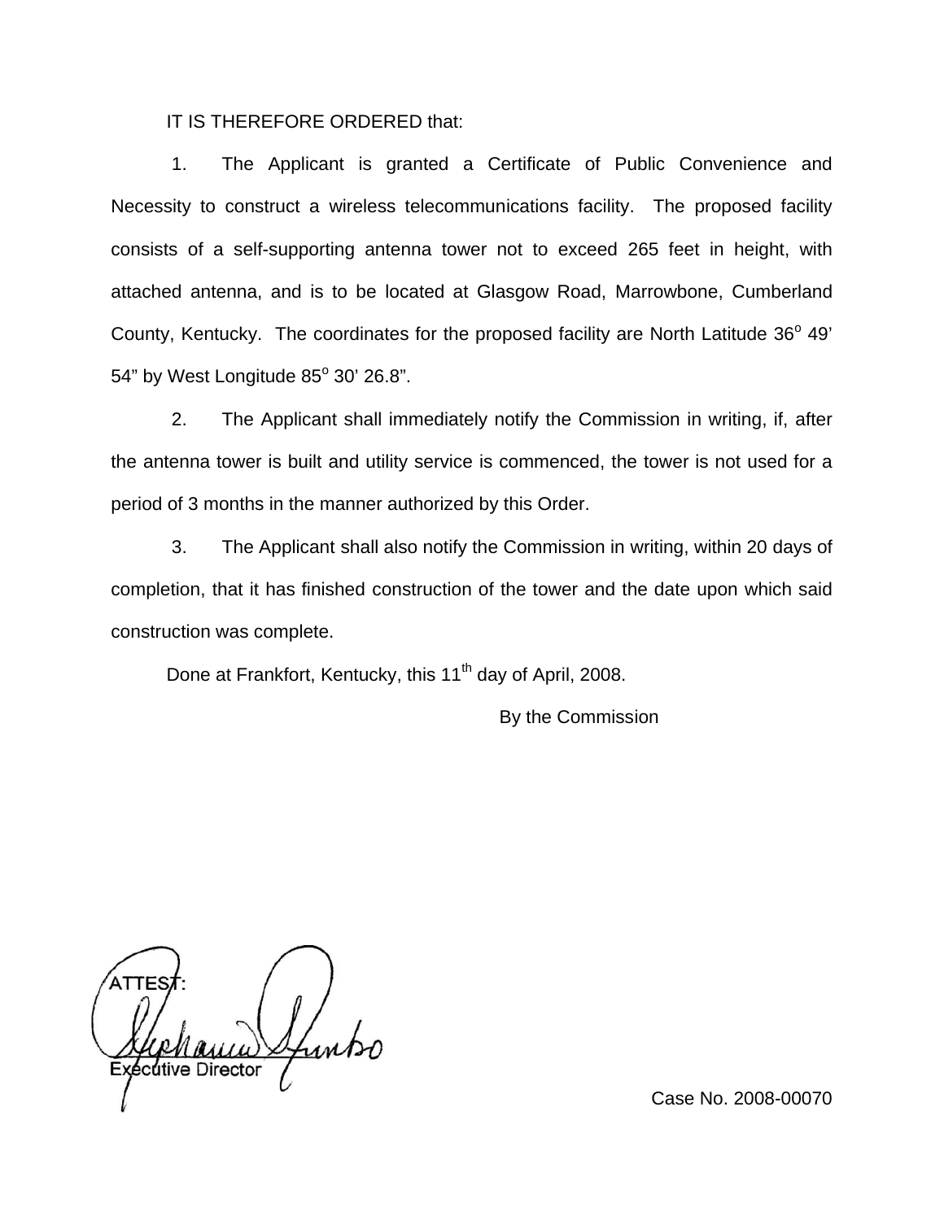IT IS THEREFORE ORDERED that:

1. The Applicant is granted a Certificate of Public Convenience and Necessity to construct a wireless telecommunications facility. The proposed facility consists of a self-supporting antenna tower not to exceed 265 feet in height, with attached antenna, and is to be located at Glasgow Road, Marrowbone, Cumberland County, Kentucky. The coordinates for the proposed facility are North Latitude 36° 49' 54" by West Longitude 85° 30' 26.8".

2. The Applicant shall immediately notify the Commission in writing, if, after the antenna tower is built and utility service is commenced, the tower is not used for a period of 3 months in the manner authorized by this Order.

3. The Applicant shall also notify the Commission in writing, within 20 days of completion, that it has finished construction of the tower and the date upon which said construction was complete.

Done at Frankfort, Kentucky, this 11th day of April, 2008.

By the Commission

ATTEST:

Executive Director

Case No. 2008-00070